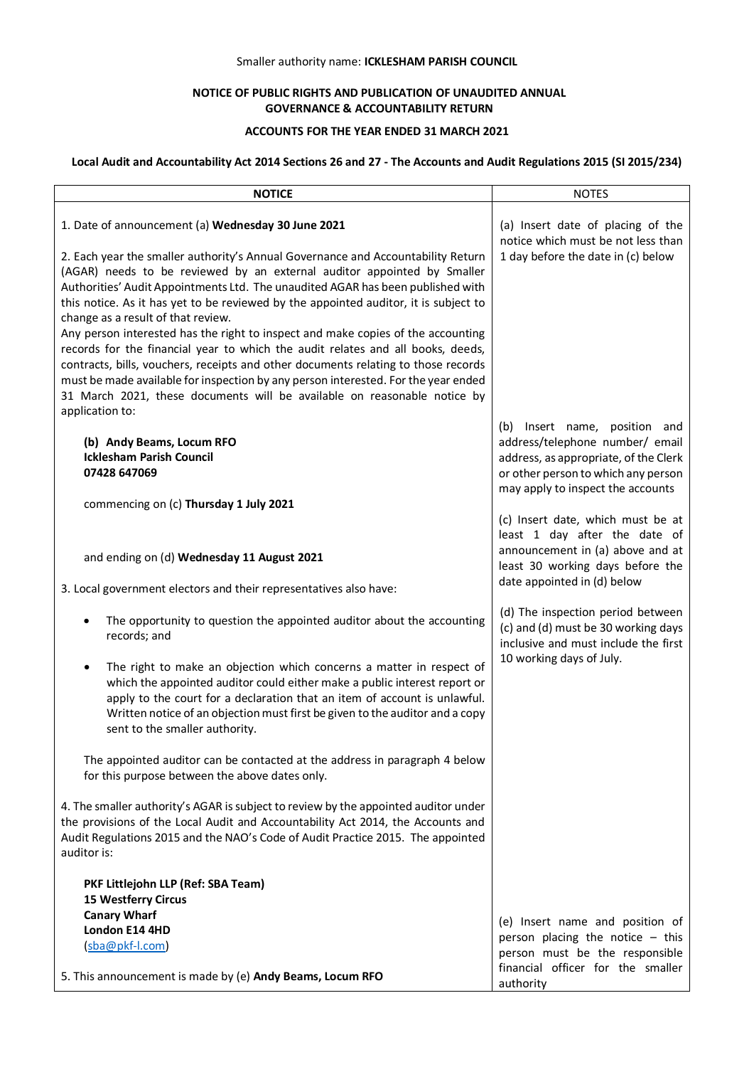Smaller authority name: **ICKLESHAM PARISH COUNCIL**

**NOTICE OF PUBLIC RIGHTS AND PUBLICATION OF UNAUDITED ANNUAL GOVERNANCE & ACCOUNTABILITY RETURN**

**ACCOUNTS FOR THE YEAR ENDED 31 MARCH 2021**

**Local Audit and Accountability Act 2014 Sections 26 and 27 - The Accounts and Audit Regulations 2015 (SI 2015/234)**

| NOTICE | NOTES |
|---|---|
| 1. Date of announcement (a) **Wednesday 30 June 2021**<br><br>2. Each year the smaller authority's Annual Governance and Accountability Return (AGAR) needs to be reviewed by an external auditor appointed by Smaller Authorities' Audit Appointments Ltd. The unaudited AGAR has been published with this notice. As it has yet to be reviewed by the appointed auditor, it is subject to change as a result of that review.<br>Any person interested has the right to inspect and make copies of the accounting records for the financial year to which the audit relates and all books, deeds, contracts, bills, vouchers, receipts and other documents relating to those records must be made available for inspection by any person interested. For the year ended 31 March 2021, these documents will be available on reasonable notice by application to: | (a) Insert date of placing of the notice which must be not less than 1 day before the date in (c) below |
| **(b) Andy Beams, Locum RFO**<br>**Icklesham Parish Council**<br>**07428 647069** | (b) Insert name, position and address/telephone number/ email address, as appropriate, of the Clerk or other person to which any person may apply to inspect the accounts |
| commencing on (c) **Thursday 1 July 2021**<br><br>and ending on (d) **Wednesday 11 August 2021** | (c) Insert date, which must be at least 1 day after the date of announcement in (a) above and at least 30 working days before the date appointed in (d) below |
| 3. Local government electors and their representatives also have:<br><br>• The opportunity to question the appointed auditor about the accounting records; and<br><br>• The right to make an objection which concerns a matter in respect of which the appointed auditor could either make a public interest report or apply to the court for a declaration that an item of account is unlawful. Written notice of an objection must first be given to the auditor and a copy sent to the smaller authority.<br><br>The appointed auditor can be contacted at the address in paragraph 4 below for this purpose between the above dates only. | (d) The inspection period between (c) and (d) must be 30 working days inclusive and must include the first 10 working days of July. |
| 4. The smaller authority's AGAR is subject to review by the appointed auditor under the provisions of the Local Audit and Accountability Act 2014, the Accounts and Audit Regulations 2015 and the NAO's Code of Audit Practice 2015. The appointed auditor is:<br><br>**PKF Littlejohn LLP (Ref: SBA Team)**<br>**15 Westferry Circus**<br>**Canary Wharf**<br>**London E14 4HD**<br>(sba@pkf-l.com) | |
| 5. This announcement is made by (e) **Andy Beams, Locum RFO** | (e) Insert name and position of person placing the notice – this person must be the responsible financial officer for the smaller authority |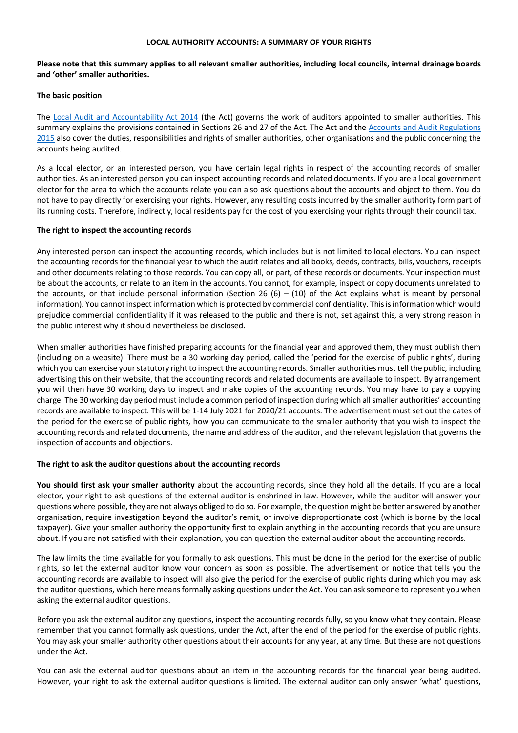**LOCAL AUTHORITY ACCOUNTS: A SUMMARY OF YOUR RIGHTS**

**Please note that this summary applies to all relevant smaller authorities, including local councils, internal drainage boards and 'other' smaller authorities.**

**The basic position**

The [Local Audit and Accountability Act 2014]() (the Act) governs the work of auditors appointed to smaller authorities. This summary explains the provisions contained in Sections 26 and 27 of the Act. The Act and the [Accounts and Audit Regulations 2015]() also cover the duties, responsibilities and rights of smaller authorities, other organisations and the public concerning the accounts being audited.

As a local elector, or an interested person, you have certain legal rights in respect of the accounting records of smaller authorities. As an interested person you can inspect accounting records and related documents. If you are a local government elector for the area to which the accounts relate you can also ask questions about the accounts and object to them. You do not have to pay directly for exercising your rights. However, any resulting costs incurred by the smaller authority form part of its running costs. Therefore, indirectly, local residents pay for the cost of you exercising your rights through their council tax.

**The right to inspect the accounting records**

Any interested person can inspect the accounting records, which includes but is not limited to local electors. You can inspect the accounting records for the financial year to which the audit relates and all books, deeds, contracts, bills, vouchers, receipts and other documents relating to those records. You can copy all, or part, of these records or documents. Your inspection must be about the accounts, or relate to an item in the accounts. You cannot, for example, inspect or copy documents unrelated to the accounts, or that include personal information (Section 26 (6) – (10) of the Act explains what is meant by personal information). You cannot inspect information which is protected by commercial confidentiality. This is information which would prejudice commercial confidentiality if it was released to the public and there is not, set against this, a very strong reason in the public interest why it should nevertheless be disclosed.

When smaller authorities have finished preparing accounts for the financial year and approved them, they must publish them (including on a website). There must be a 30 working day period, called the 'period for the exercise of public rights', during which you can exercise your statutory right to inspect the accounting records. Smaller authorities must tell the public, including advertising this on their website, that the accounting records and related documents are available to inspect. By arrangement you will then have 30 working days to inspect and make copies of the accounting records. You may have to pay a copying charge. The 30 working day period must include a common period of inspection during which all smaller authorities' accounting records are available to inspect. This will be 1-14 July 2021 for 2020/21 accounts. The advertisement must set out the dates of the period for the exercise of public rights, how you can communicate to the smaller authority that you wish to inspect the accounting records and related documents, the name and address of the auditor, and the relevant legislation that governs the inspection of accounts and objections.

**The right to ask the auditor questions about the accounting records**

**You should first ask your smaller authority** about the accounting records, since they hold all the details. If you are a local elector, your right to ask questions of the external auditor is enshrined in law. However, while the auditor will answer your questions where possible, they are not always obliged to do so. For example, the question might be better answered by another organisation, require investigation beyond the auditor's remit, or involve disproportionate cost (which is borne by the local taxpayer). Give your smaller authority the opportunity first to explain anything in the accounting records that you are unsure about. If you are not satisfied with their explanation, you can question the external auditor about the accounting records.

The law limits the time available for you formally to ask questions. This must be done in the period for the exercise of public rights, so let the external auditor know your concern as soon as possible. The advertisement or notice that tells you the accounting records are available to inspect will also give the period for the exercise of public rights during which you may ask the auditor questions, which here means formally asking questions under the Act. You can ask someone to represent you when asking the external auditor questions.

Before you ask the external auditor any questions, inspect the accounting records fully, so you know what they contain. Please remember that you cannot formally ask questions, under the Act, after the end of the period for the exercise of public rights. You may ask your smaller authority other questions about their accounts for any year, at any time. But these are not questions under the Act.

You can ask the external auditor questions about an item in the accounting records for the financial year being audited. However, your right to ask the external auditor questions is limited. The external auditor can only answer 'what' questions,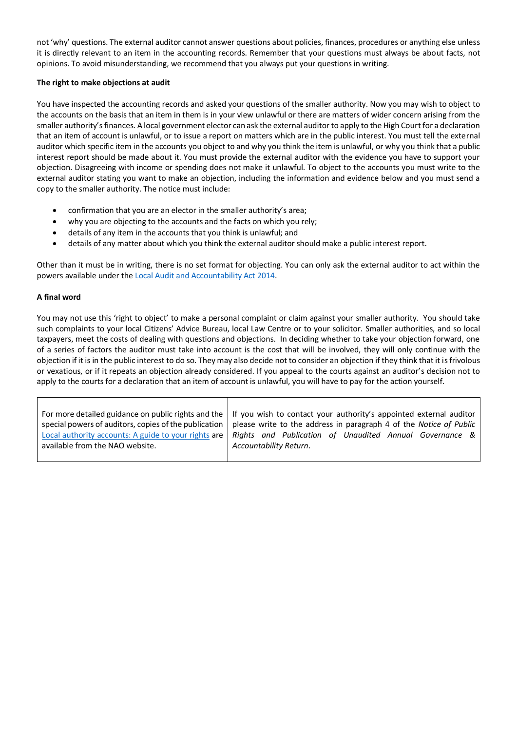not 'why' questions. The external auditor cannot answer questions about policies, finances, procedures or anything else unless it is directly relevant to an item in the accounting records. Remember that your questions must always be about facts, not opinions. To avoid misunderstanding, we recommend that you always put your questions in writing.

**The right to make objections at audit**

You have inspected the accounting records and asked your questions of the smaller authority. Now you may wish to object to the accounts on the basis that an item in them is in your view unlawful or there are matters of wider concern arising from the smaller authority's finances. A local government elector can ask the external auditor to apply to the High Court for a declaration that an item of account is unlawful, or to issue a report on matters which are in the public interest. You must tell the external auditor which specific item in the accounts you object to and why you think the item is unlawful, or why you think that a public interest report should be made about it. You must provide the external auditor with the evidence you have to support your objection. Disagreeing with income or spending does not make it unlawful. To object to the accounts you must write to the external auditor stating you want to make an objection, including the information and evidence below and you must send a copy to the smaller authority. The notice must include:

- confirmation that you are an elector in the smaller authority's area;
- why you are objecting to the accounts and the facts on which you rely;
- details of any item in the accounts that you think is unlawful; and
- details of any matter about which you think the external auditor should make a public interest report.

Other than it must be in writing, there is no set format for objecting. You can only ask the external auditor to act within the powers available under the Local Audit and Accountability Act 2014.

**A final word**

You may not use this 'right to object' to make a personal complaint or claim against your smaller authority. You should take such complaints to your local Citizens' Advice Bureau, local Law Centre or to your solicitor. Smaller authorities, and so local taxpayers, meet the costs of dealing with questions and objections. In deciding whether to take your objection forward, one of a series of factors the auditor must take into account is the cost that will be involved, they will only continue with the objection if it is in the public interest to do so. They may also decide not to consider an objection if they think that it is frivolous or vexatious, or if it repeats an objection already considered. If you appeal to the courts against an auditor's decision not to apply to the courts for a declaration that an item of account is unlawful, you will have to pay for the action yourself.

| | |
|---|---|
| For more detailed guidance on public rights and the special powers of auditors, copies of the publication Local authority accounts: A guide to your rights are available from the NAO website. | If you wish to contact your authority's appointed external auditor please write to the address in paragraph 4 of the *Notice of Public Rights and Publication of Unaudited Annual Governance & Accountability Return*. |